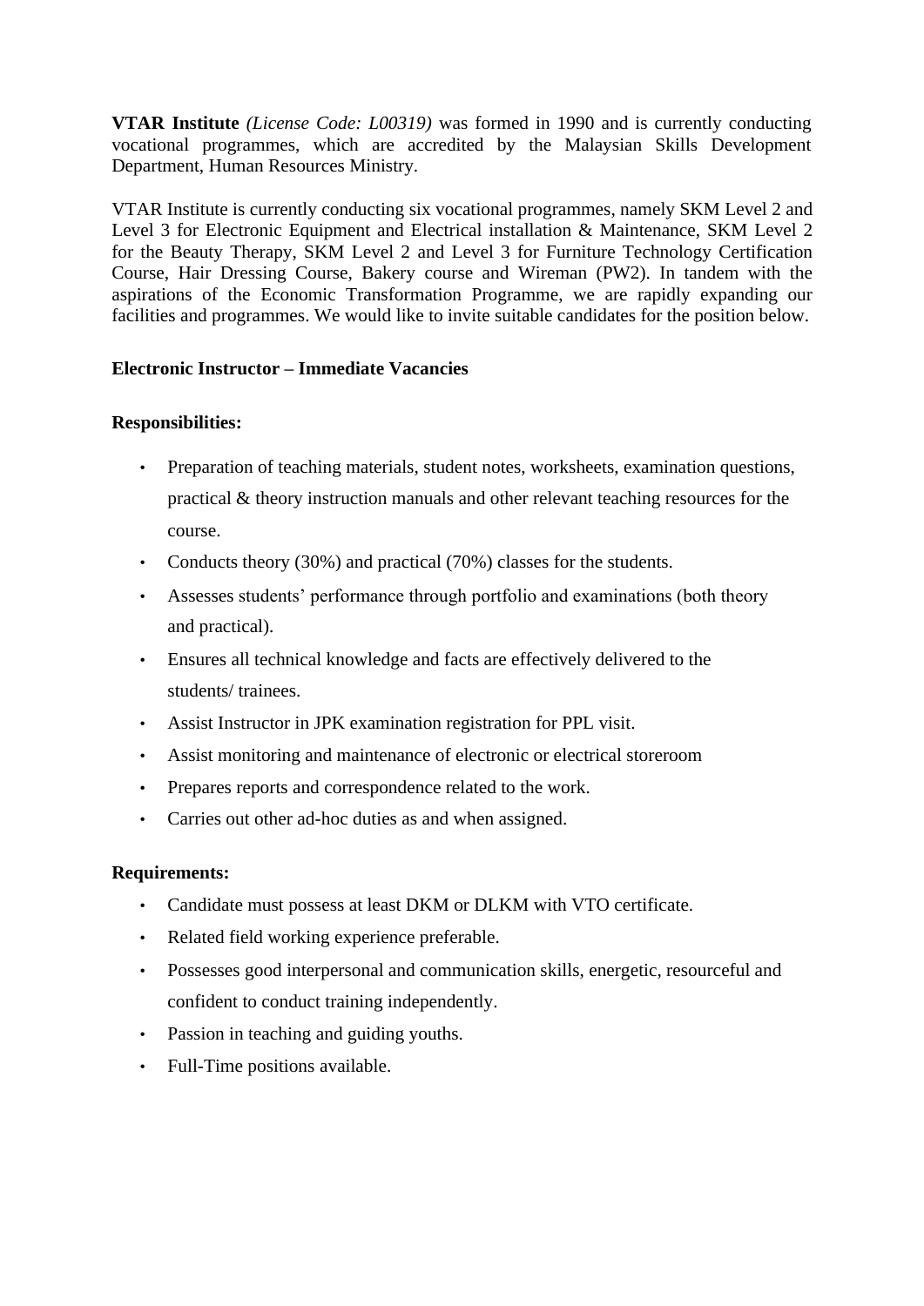**VTAR Institute** *(License Code: L00319)* was formed in 1990 and is currently conducting vocational programmes, which are accredited by the Malaysian Skills Development Department, Human Resources Ministry.

VTAR Institute is currently conducting six vocational programmes, namely SKM Level 2 and Level 3 for Electronic Equipment and Electrical installation & Maintenance, SKM Level 2 for the Beauty Therapy, SKM Level 2 and Level 3 for Furniture Technology Certification Course, Hair Dressing Course, Bakery course and Wireman (PW2). In tandem with the aspirations of the Economic Transformation Programme, we are rapidly expanding our facilities and programmes. We would like to invite suitable candidates for the position below.

**Electronic Instructor – Immediate Vacancies**

**Responsibilities:**

- Preparation of teaching materials, student notes, worksheets, examination questions, practical & theory instruction manuals and other relevant teaching resources for the course.
- Conducts theory (30%) and practical (70%) classes for the students.
- Assesses students' performance through portfolio and examinations (both theory and practical).
- Ensures all technical knowledge and facts are effectively delivered to the students/ trainees.
- Assist Instructor in JPK examination registration for PPL visit.
- Assist monitoring and maintenance of electronic or electrical storeroom
- Prepares reports and correspondence related to the work.
- Carries out other ad-hoc duties as and when assigned.

**Requirements:**

- Candidate must possess at least DKM or DLKM with VTO certificate.
- Related field working experience preferable.
- Possesses good interpersonal and communication skills, energetic, resourceful and confident to conduct training independently.
- Passion in teaching and guiding youths.
- Full-Time positions available.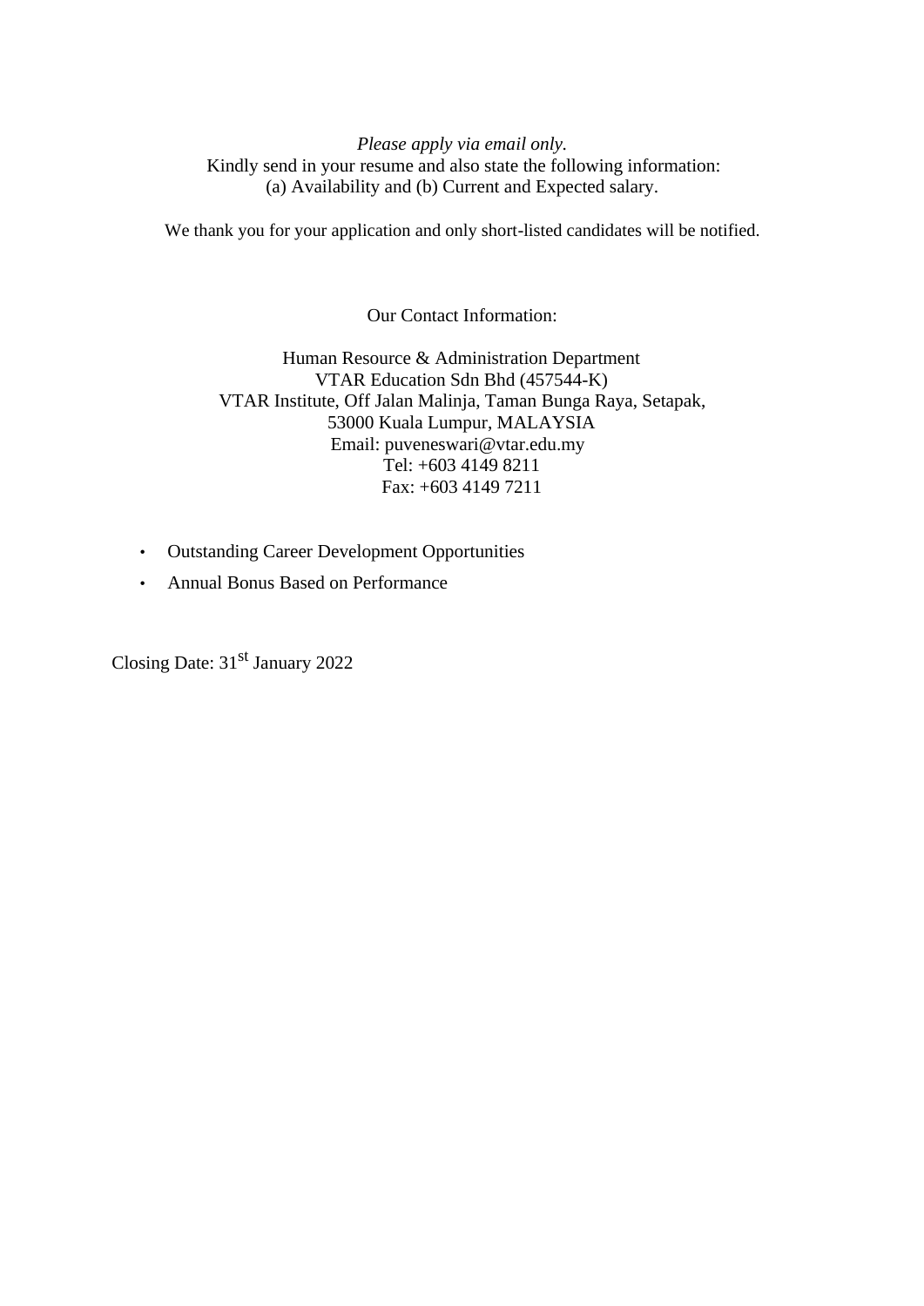*Please apply via email only.*
Kindly send in your resume and also state the following information:
(a) Availability and (b) Current and Expected salary.

We thank you for your application and only short-listed candidates will be notified.

Our Contact Information:

Human Resource & Administration Department
VTAR Education Sdn Bhd (457544-K)
VTAR Institute, Off Jalan Malinja, Taman Bunga Raya, Setapak,
53000 Kuala Lumpur, MALAYSIA
Email: puveneswari@vtar.edu.my
Tel: +603 4149 8211
Fax: +603 4149 7211

- Outstanding Career Development Opportunities
- Annual Bonus Based on Performance

Closing Date: 31st January 2022